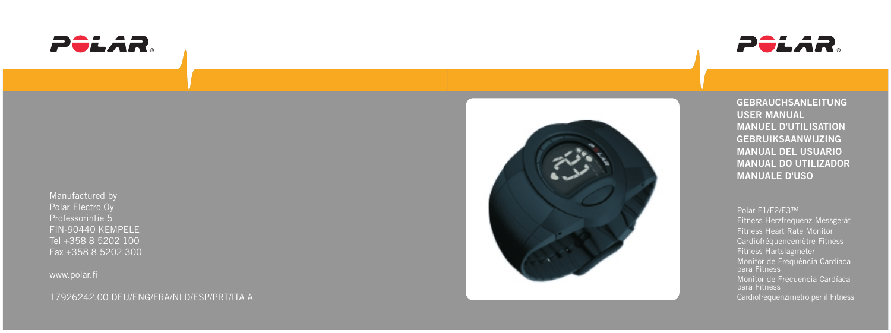POLAR®

Manufactured by
Polar Electro Oy
Professorintie 5
FIN-90440 KEMPELE
Tel +358 8 5202 100
Fax +358 8 5202 300

www.polar.fi

17926242.00 DEU/ENG/FRA/NLD/ESP/PRT/ITA A

POLAR®

**GEBRAUCHSANLEITUNG**
**USER MANUAL**
**MANUEL D'UTILISATION**
**GEBRUIKSAANWIJZING**
**MANUAL DEL USUARIO**
**MANUAL DO UTILIZADOR**
**MANUALE D'USO**

Polar F1/F2/F3™
Fitness Herzfrequenz-Messgerät
Fitness Heart Rate Monitor
Cardiofréquencemètre Fitness
Fitness Hartslagmeter
Monitor de Frequência Cardíaca para Fitness
Monitor de Frecuencia Cardíaca para Fitness
Cardiofrequenzimetro per il Fitness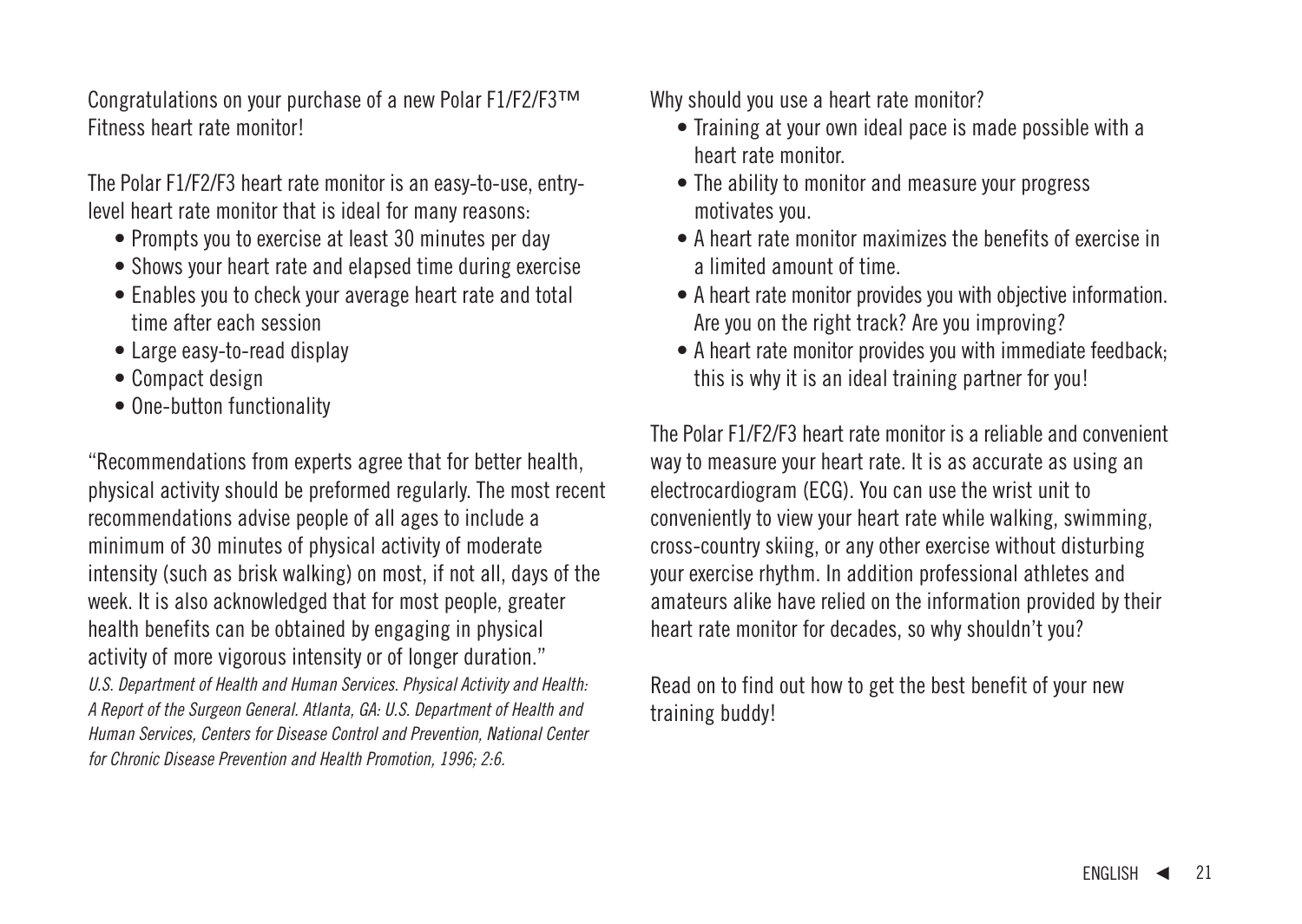Congratulations on your purchase of a new Polar F1/F2/F3™ Fitness heart rate monitor!

The Polar F1/F2/F3 heart rate monitor is an easy-to-use, entry-level heart rate monitor that is ideal for many reasons:

- Prompts you to exercise at least 30 minutes per day
- Shows your heart rate and elapsed time during exercise
- Enables you to check your average heart rate and total time after each session
- Large easy-to-read display
- Compact design
- One-button functionality

"Recommendations from experts agree that for better health, physical activity should be preformed regularly. The most recent recommendations advise people of all ages to include a minimum of 30 minutes of physical activity of moderate intensity (such as brisk walking) on most, if not all, days of the week. It is also acknowledged that for most people, greater health benefits can be obtained by engaging in physical activity of more vigorous intensity or of longer duration."
*U.S. Department of Health and Human Services. Physical Activity and Health: A Report of the Surgeon General. Atlanta, GA: U.S. Department of Health and Human Services, Centers for Disease Control and Prevention, National Center for Chronic Disease Prevention and Health Promotion, 1996; 2:6.*

Why should you use a heart rate monitor?

- Training at your own ideal pace is made possible with a heart rate monitor.
- The ability to monitor and measure your progress motivates you.
- A heart rate monitor maximizes the benefits of exercise in a limited amount of time.
- A heart rate monitor provides you with objective information. Are you on the right track? Are you improving?
- A heart rate monitor provides you with immediate feedback; this is why it is an ideal training partner for you!

The Polar F1/F2/F3 heart rate monitor is a reliable and convenient way to measure your heart rate. It is as accurate as using an electrocardiogram (ECG). You can use the wrist unit to conveniently to view your heart rate while walking, swimming, cross-country skiing, or any other exercise without disturbing your exercise rhythm. In addition professional athletes and amateurs alike have relied on the information provided by their heart rate monitor for decades, so why shouldn't you?

Read on to find out how to get the best benefit of your new training buddy!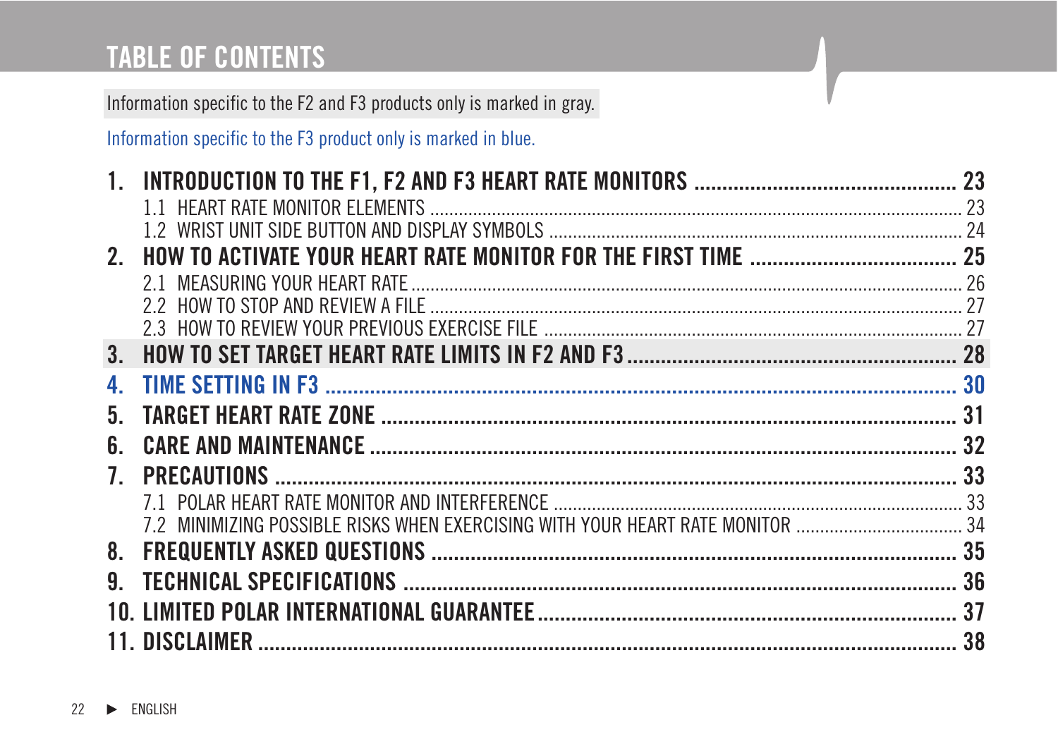# TABLE OF CONTENTS

Information specific to the F2 and F3 products only is marked in gray.

Information specific to the F3 product only is marked in blue.

1. INTRODUCTION TO THE F1, F2 AND F3 HEART RATE MONITORS ........ 23
   - 1.1 HEART RATE MONITOR ELEMENTS ........ 23
   - 1.2 WRIST UNIT SIDE BUTTON AND DISPLAY SYMBOLS ........ 24
2. HOW TO ACTIVATE YOUR HEART RATE MONITOR FOR THE FIRST TIME ........ 25
   - 2.1 MEASURING YOUR HEART RATE ........ 26
   - 2.2 HOW TO STOP AND REVIEW A FILE ........ 27
   - 2.3 HOW TO REVIEW YOUR PREVIOUS EXERCISE FILE ........ 27
3. HOW TO SET TARGET HEART RATE LIMITS IN F2 AND F3 ........ 28
4. TIME SETTING IN F3 ........ 30
5. TARGET HEART RATE ZONE ........ 31
6. CARE AND MAINTENANCE ........ 32
7. PRECAUTIONS ........ 33
   - 7.1 POLAR HEART RATE MONITOR AND INTERFERENCE ........ 33
   - 7.2 MINIMIZING POSSIBLE RISKS WHEN EXERCISING WITH YOUR HEART RATE MONITOR ........ 34
8. FREQUENTLY ASKED QUESTIONS ........ 35
9. TECHNICAL SPECIFICATIONS ........ 36
10. LIMITED POLAR INTERNATIONAL GUARANTEE ........ 37
11. DISCLAIMER ........ 38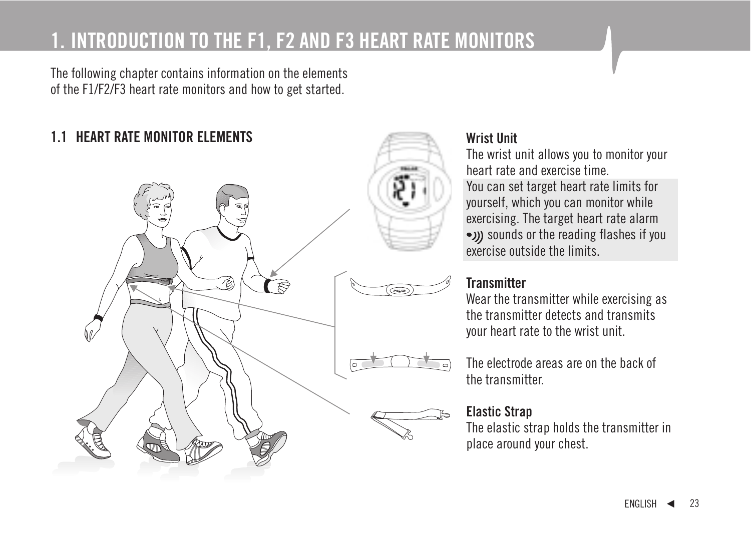# 1. INTRODUCTION TO THE F1, F2 AND F3 HEART RATE MONITORS

The following chapter contains information on the elements of the F1/F2/F3 heart rate monitors and how to get started.

## 1.1 HEART RATE MONITOR ELEMENTS

**Wrist Unit**

The wrist unit allows you to monitor your heart rate and exercise time.

You can set target heart rate limits for yourself, which you can monitor while exercising. The target heart rate alarm •))) sounds or the reading flashes if you exercise outside the limits.

**Transmitter**

Wear the transmitter while exercising as the transmitter detects and transmits your heart rate to the wrist unit.

The electrode areas are on the back of the transmitter.

**Elastic Strap**

The elastic strap holds the transmitter in place around your chest.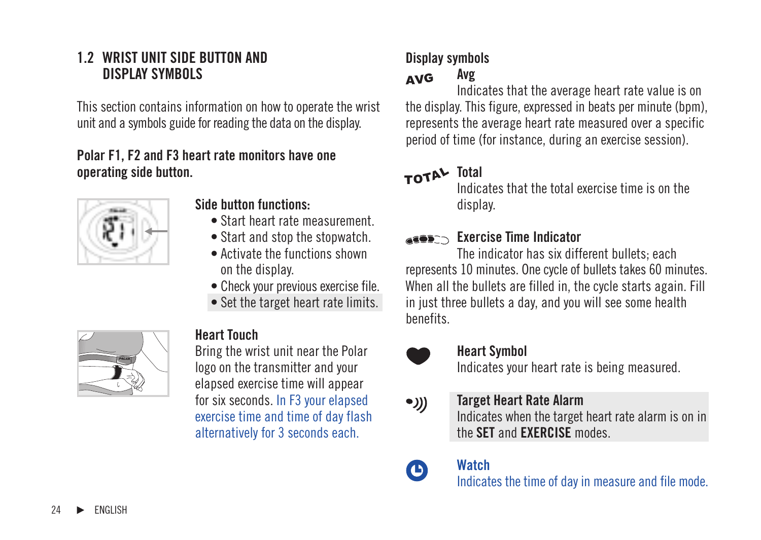## 1.2 WRIST UNIT SIDE BUTTON AND DISPLAY SYMBOLS

This section contains information on how to operate the wrist unit and a symbols guide for reading the data on the display.

**Polar F1, F2 and F3 heart rate monitors have one operating side button.**

### Side button functions:

- Start heart rate measurement.
- Start and stop the stopwatch.
- Activate the functions shown on the display.
- Check your previous exercise file.
- Set the target heart rate limits.

### Heart Touch

Bring the wrist unit near the Polar logo on the transmitter and your elapsed exercise time will appear for six seconds. In F3 your elapsed exercise time and time of day flash alternatively for 3 seconds each.

### Display symbols

**Avg**
Indicates that the average heart rate value is on the display. This figure, expressed in beats per minute (bpm), represents the average heart rate measured over a specific period of time (for instance, during an exercise session).

**Total**
Indicates that the total exercise time is on the display.

**Exercise Time Indicator**
The indicator has six different bullets; each represents 10 minutes. One cycle of bullets takes 60 minutes. When all the bullets are filled in, the cycle starts again. Fill in just three bullets a day, and you will see some health benefits.

**Heart Symbol**
Indicates your heart rate is being measured.

**Target Heart Rate Alarm**
Indicates when the target heart rate alarm is on in the **SET** and **EXERCISE** modes.

**Watch**
Indicates the time of day in measure and file mode.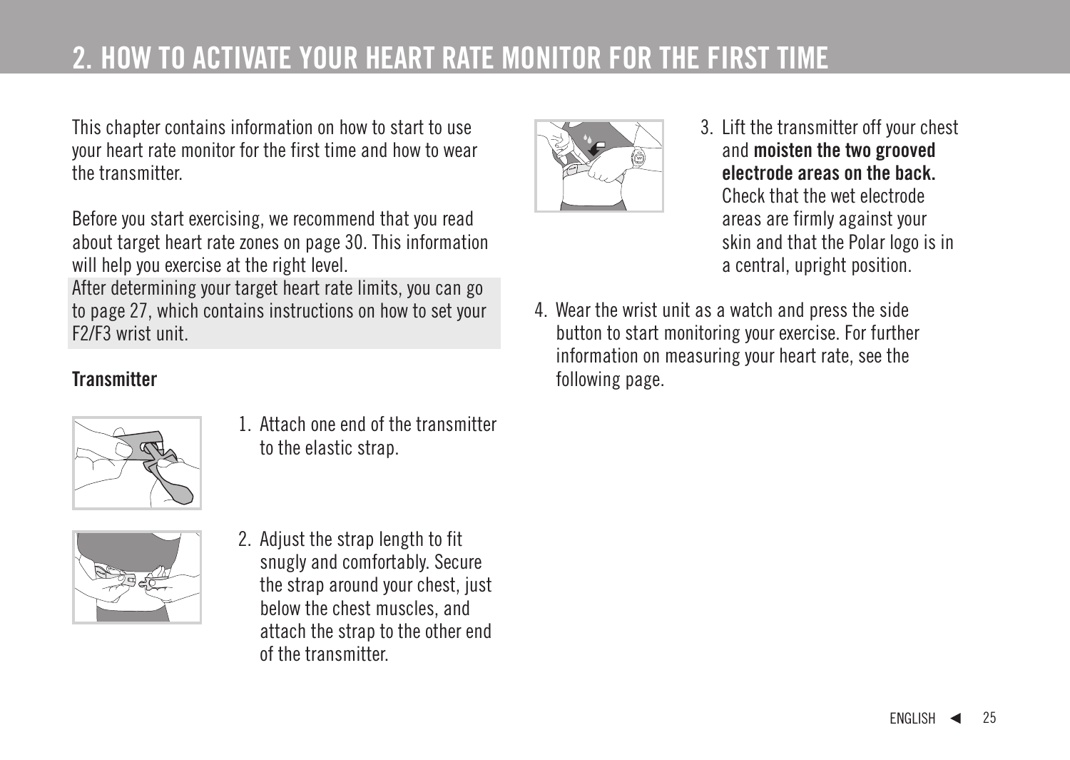# 2. HOW TO ACTIVATE YOUR HEART RATE MONITOR FOR THE FIRST TIME

This chapter contains information on how to start to use your heart rate monitor for the first time and how to wear the transmitter.

Before you start exercising, we recommend that you read about target heart rate zones on page 30. This information will help you exercise at the right level.

After determining your target heart rate limits, you can go to page 27, which contains instructions on how to set your F2/F3 wrist unit.

**Transmitter**

1. Attach one end of the transmitter to the elastic strap.
2. Adjust the strap length to fit snugly and comfortably. Secure the strap around your chest, just below the chest muscles, and attach the strap to the other end of the transmitter.
3. Lift the transmitter off your chest and **moisten the two grooved electrode areas on the back.** Check that the wet electrode areas are firmly against your skin and that the Polar logo is in a central, upright position.
4. Wear the wrist unit as a watch and press the side button to start monitoring your exercise. For further information on measuring your heart rate, see the following page.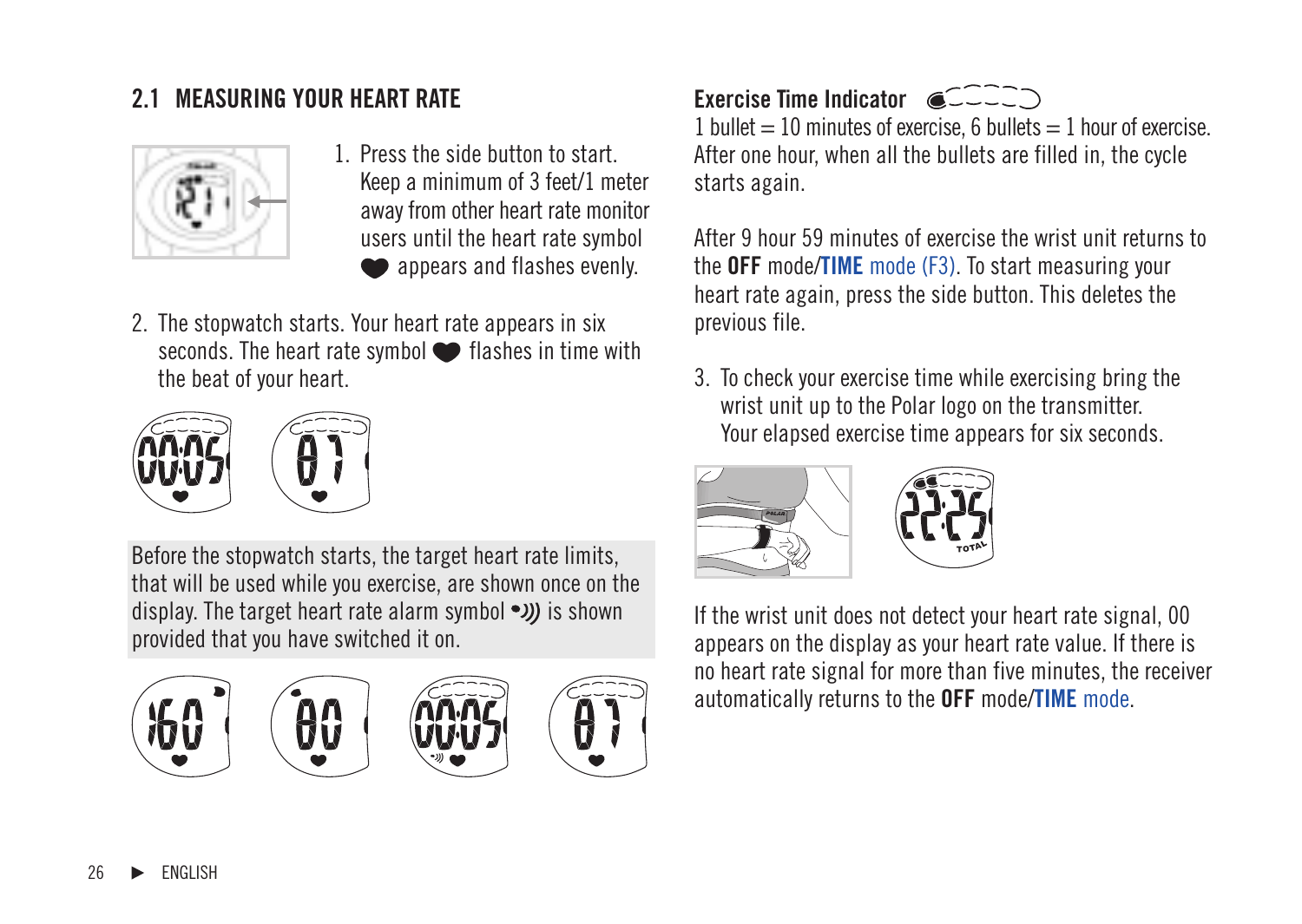## 2.1 MEASURING YOUR HEART RATE

1. Press the side button to start. Keep a minimum of 3 feet/1 meter away from other heart rate monitor users until the heart rate symbol ❤ appears and flashes evenly.

2. The stopwatch starts. Your heart rate appears in six seconds. The heart rate symbol ❤ flashes in time with the beat of your heart.

Before the stopwatch starts, the target heart rate limits, that will be used while you exercise, are shown once on the display. The target heart rate alarm symbol •))) is shown provided that you have switched it on.

**Exercise Time Indicator**

1 bullet = 10 minutes of exercise, 6 bullets = 1 hour of exercise. After one hour, when all the bullets are filled in, the cycle starts again.

After 9 hour 59 minutes of exercise the wrist unit returns to the **OFF** mode/**TIME** mode (F3). To start measuring your heart rate again, press the side button. This deletes the previous file.

3. To check your exercise time while exercising bring the wrist unit up to the Polar logo on the transmitter. Your elapsed exercise time appears for six seconds.

If the wrist unit does not detect your heart rate signal, 00 appears on the display as your heart rate value. If there is no heart rate signal for more than five minutes, the receiver automatically returns to the **OFF** mode/**TIME** mode.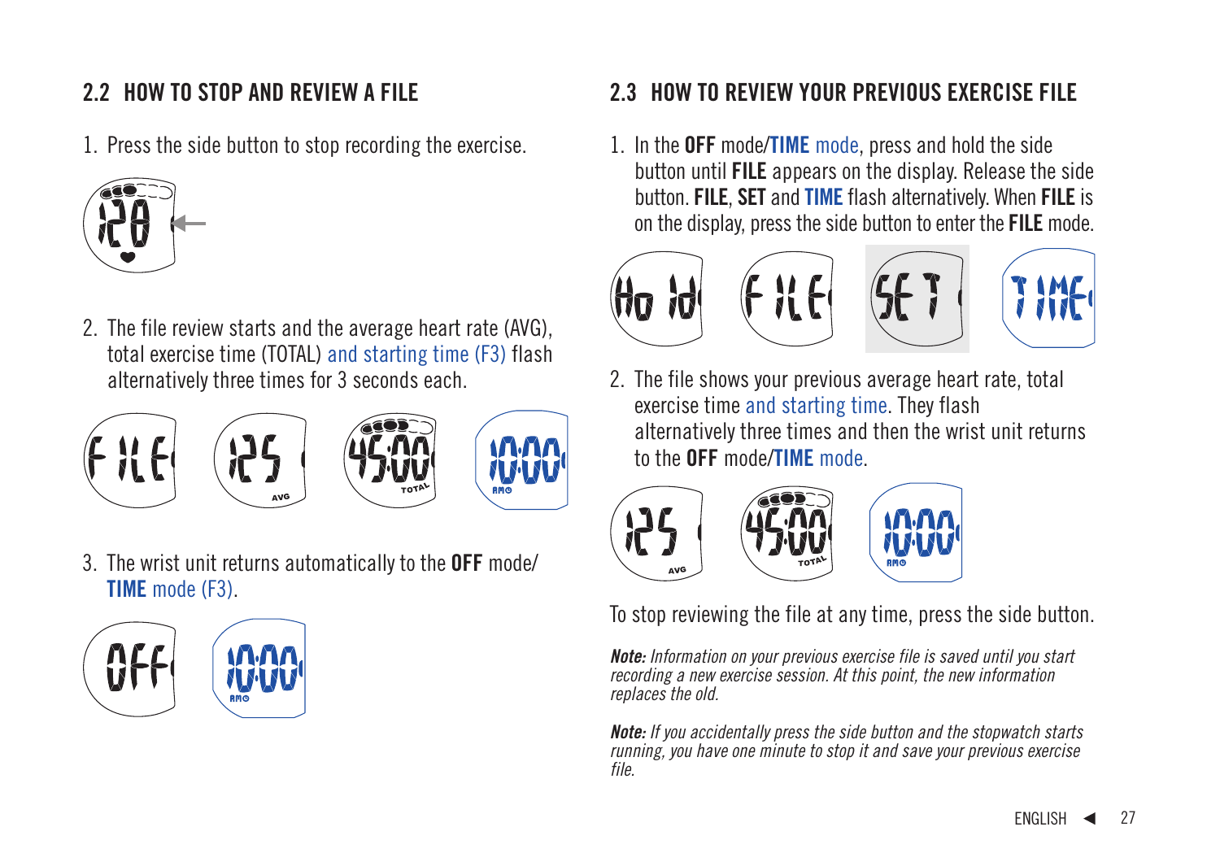## 2.2 HOW TO STOP AND REVIEW A FILE

1. Press the side button to stop recording the exercise.

2. The file review starts and the average heart rate (AVG), total exercise time (TOTAL) and starting time (F3) flash alternatively three times for 3 seconds each.

3. The wrist unit returns automatically to the **OFF** mode/ **TIME** mode (F3).

## 2.3 HOW TO REVIEW YOUR PREVIOUS EXERCISE FILE

1. In the **OFF** mode/**TIME** mode, press and hold the side button until **FILE** appears on the display. Release the side button. **FILE**, **SET** and **TIME** flash alternatively. When **FILE** is on the display, press the side button to enter the **FILE** mode.

2. The file shows your previous average heart rate, total exercise time and starting time. They flash alternatively three times and then the wrist unit returns to the **OFF** mode/**TIME** mode.

To stop reviewing the file at any time, press the side button.

***Note:*** *Information on your previous exercise file is saved until you start recording a new exercise session. At this point, the new information replaces the old.*

***Note:*** *If you accidentally press the side button and the stopwatch starts running, you have one minute to stop it and save your previous exercise file.*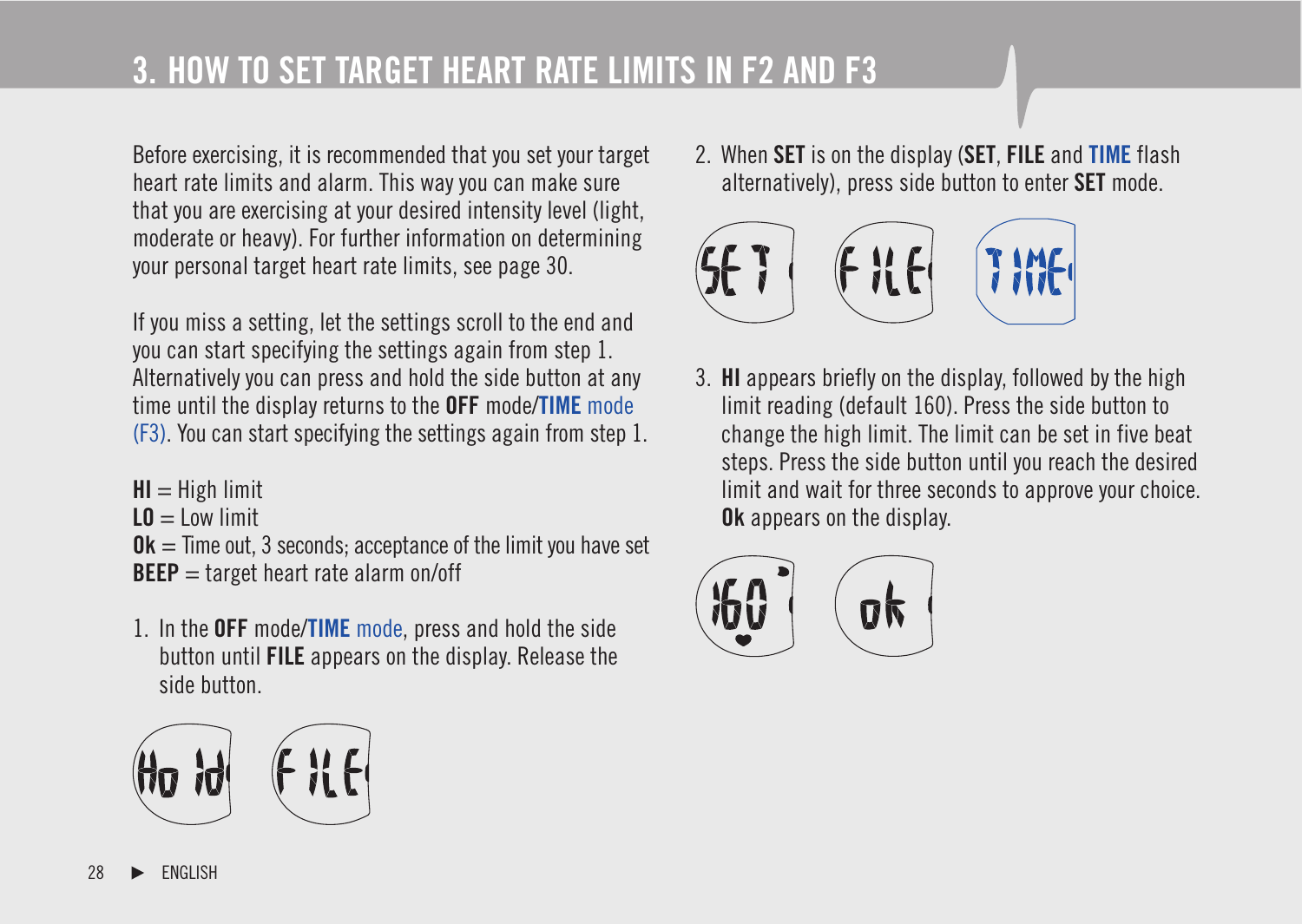# 3. HOW TO SET TARGET HEART RATE LIMITS IN F2 AND F3

Before exercising, it is recommended that you set your target heart rate limits and alarm. This way you can make sure that you are exercising at your desired intensity level (light, moderate or heavy). For further information on determining your personal target heart rate limits, see page 30.

If you miss a setting, let the settings scroll to the end and you can start specifying the settings again from step 1. Alternatively you can press and hold the side button at any time until the display returns to the **OFF** mode/**TIME** mode (F3). You can start specifying the settings again from step 1.

**HI** = High limit
**LO** = Low limit
**Ok** = Time out, 3 seconds; acceptance of the limit you have set
**BEEP** = target heart rate alarm on/off

1. In the **OFF** mode/**TIME** mode, press and hold the side button until **FILE** appears on the display. Release the side button.

2. When **SET** is on the display (**SET**, **FILE** and **TIME** flash alternatively), press side button to enter **SET** mode.

3. **HI** appears briefly on the display, followed by the high limit reading (default 160). Press the side button to change the high limit. The limit can be set in five beat steps. Press the side button until you reach the desired limit and wait for three seconds to approve your choice. **Ok** appears on the display.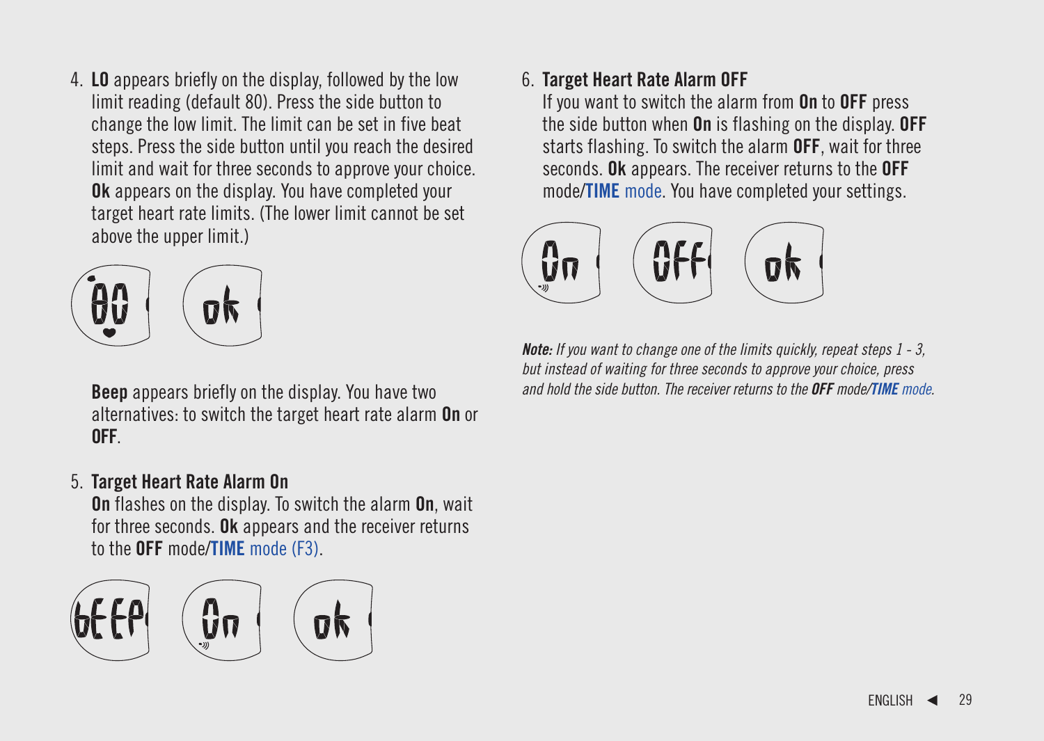4. **LO** appears briefly on the display, followed by the low limit reading (default 80). Press the side button to change the low limit. The limit can be set in five beat steps. Press the side button until you reach the desired limit and wait for three seconds to approve your choice. **Ok** appears on the display. You have completed your target heart rate limits. (The lower limit cannot be set above the upper limit.)

   **Beep** appears briefly on the display. You have two alternatives: to switch the target heart rate alarm **On** or **OFF**.

5. **Target Heart Rate Alarm On**
   **On** flashes on the display. To switch the alarm **On**, wait for three seconds. **Ok** appears and the receiver returns to the **OFF** mode/**TIME** mode (F3).

6. **Target Heart Rate Alarm OFF**
   If you want to switch the alarm from **On** to **OFF** press the side button when **On** is flashing on the display. **OFF** starts flashing. To switch the alarm **OFF**, wait for three seconds. **Ok** appears. The receiver returns to the **OFF** mode/**TIME** mode. You have completed your settings.

***Note:*** *If you want to change one of the limits quickly, repeat steps 1 - 3, but instead of waiting for three seconds to approve your choice, press and hold the side button. The receiver returns to the* ***OFF*** *mode/****TIME*** *mode.*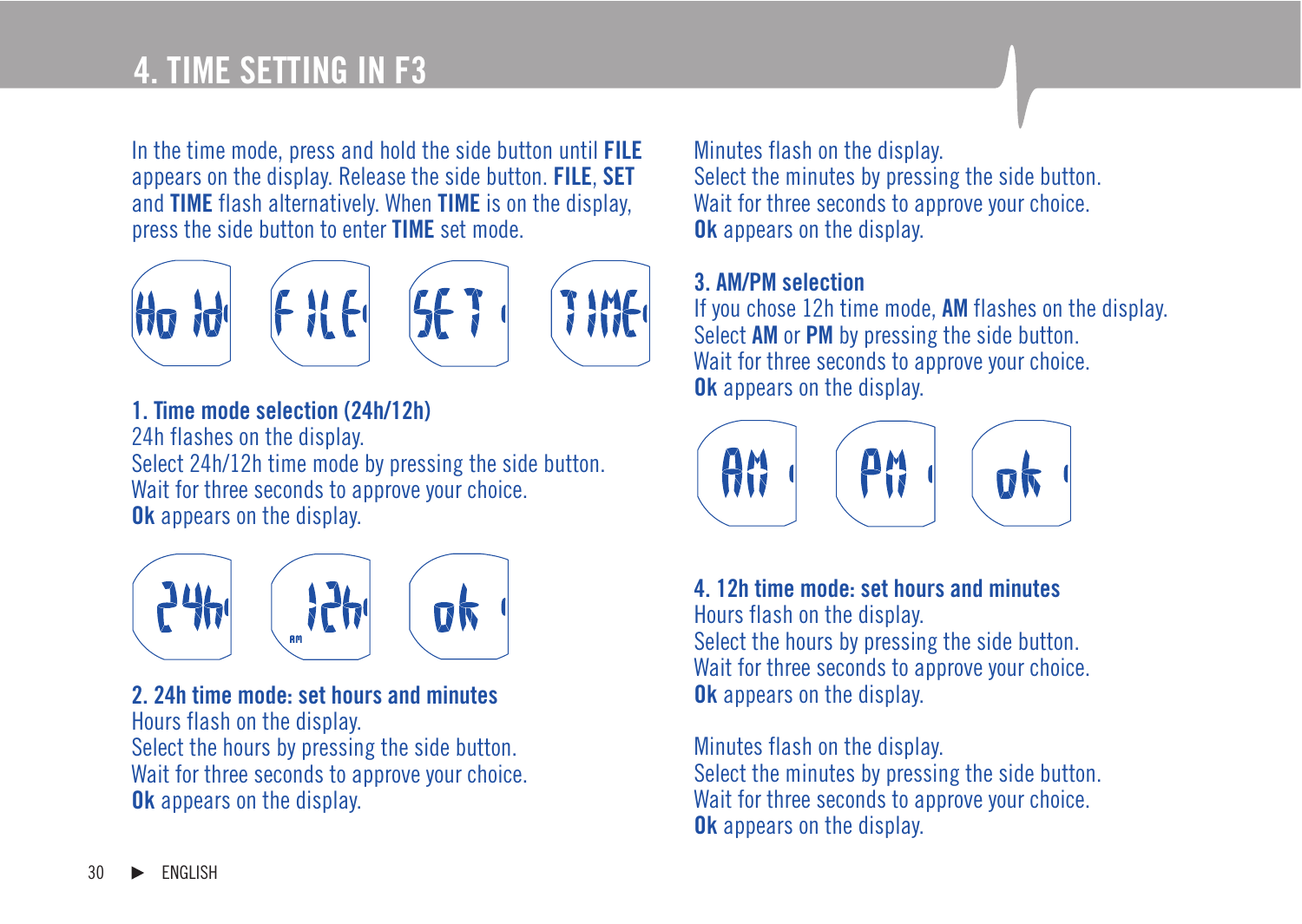# 4. TIME SETTING IN F3

In the time mode, press and hold the side button until **FILE** appears on the display. Release the side button. **FILE**, **SET** and **TIME** flash alternatively. When **TIME** is on the display, press the side button to enter **TIME** set mode.

### 1. Time mode selection (24h/12h)

24h flashes on the display.
Select 24h/12h time mode by pressing the side button.
Wait for three seconds to approve your choice.
**Ok** appears on the display.

### 2. 24h time mode: set hours and minutes

Hours flash on the display.
Select the hours by pressing the side button.
Wait for three seconds to approve your choice.
**Ok** appears on the display.

Minutes flash on the display.
Select the minutes by pressing the side button.
Wait for three seconds to approve your choice.
**Ok** appears on the display.

### 3. AM/PM selection

If you chose 12h time mode, **AM** flashes on the display.
Select **AM** or **PM** by pressing the side button.
Wait for three seconds to approve your choice.
**Ok** appears on the display.

### 4. 12h time mode: set hours and minutes

Hours flash on the display.
Select the hours by pressing the side button.
Wait for three seconds to approve your choice.
**Ok** appears on the display.

Minutes flash on the display.
Select the minutes by pressing the side button.
Wait for three seconds to approve your choice.
**Ok** appears on the display.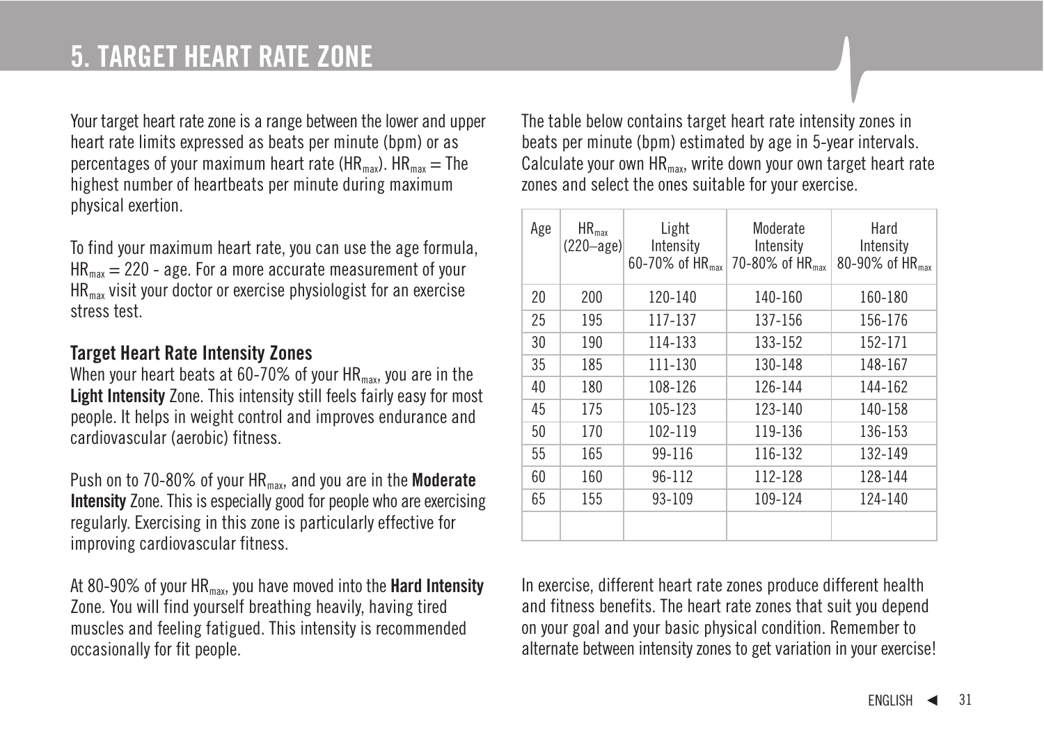# 5. TARGET HEART RATE ZONE

Your target heart rate zone is a range between the lower and upper heart rate limits expressed as beats per minute (bpm) or as percentages of your maximum heart rate ($HR_{max}$). $HR_{max}$ = The highest number of heartbeats per minute during maximum physical exertion.

To find your maximum heart rate, you can use the age formula, $HR_{max}$ = 220 - age. For a more accurate measurement of your $HR_{max}$ visit your doctor or exercise physiologist for an exercise stress test.

### Target Heart Rate Intensity Zones

When your heart beats at 60-70% of your $HR_{max}$, you are in the **Light Intensity** Zone. This intensity still feels fairly easy for most people. It helps in weight control and improves endurance and cardiovascular (aerobic) fitness.

Push on to 70-80% of your $HR_{max}$, and you are in the **Moderate Intensity** Zone. This is especially good for people who are exercising regularly. Exercising in this zone is particularly effective for improving cardiovascular fitness.

At 80-90% of your $HR_{max}$, you have moved into the **Hard Intensity** Zone. You will find yourself breathing heavily, having tired muscles and feeling fatigued. This intensity is recommended occasionally for fit people.

The table below contains target heart rate intensity zones in beats per minute (bpm) estimated by age in 5-year intervals. Calculate your own $HR_{max}$, write down your own target heart rate zones and select the ones suitable for your exercise.

| Age | $HR_{max}$ (220–age) | Light Intensity 60-70% of $HR_{max}$ | Moderate Intensity 70-80% of $HR_{max}$ | Hard Intensity 80-90% of $HR_{max}$ |
|---|---|---|---|---|
| 20 | 200 | 120-140 | 140-160 | 160-180 |
| 25 | 195 | 117-137 | 137-156 | 156-176 |
| 30 | 190 | 114-133 | 133-152 | 152-171 |
| 35 | 185 | 111-130 | 130-148 | 148-167 |
| 40 | 180 | 108-126 | 126-144 | 144-162 |
| 45 | 175 | 105-123 | 123-140 | 140-158 |
| 50 | 170 | 102-119 | 119-136 | 136-153 |
| 55 | 165 | 99-116 | 116-132 | 132-149 |
| 60 | 160 | 96-112 | 112-128 | 128-144 |
| 65 | 155 | 93-109 | 109-124 | 124-140 |
| | | | | |

In exercise, different heart rate zones produce different health and fitness benefits. The heart rate zones that suit you depend on your goal and your basic physical condition. Remember to alternate between intensity zones to get variation in your exercise!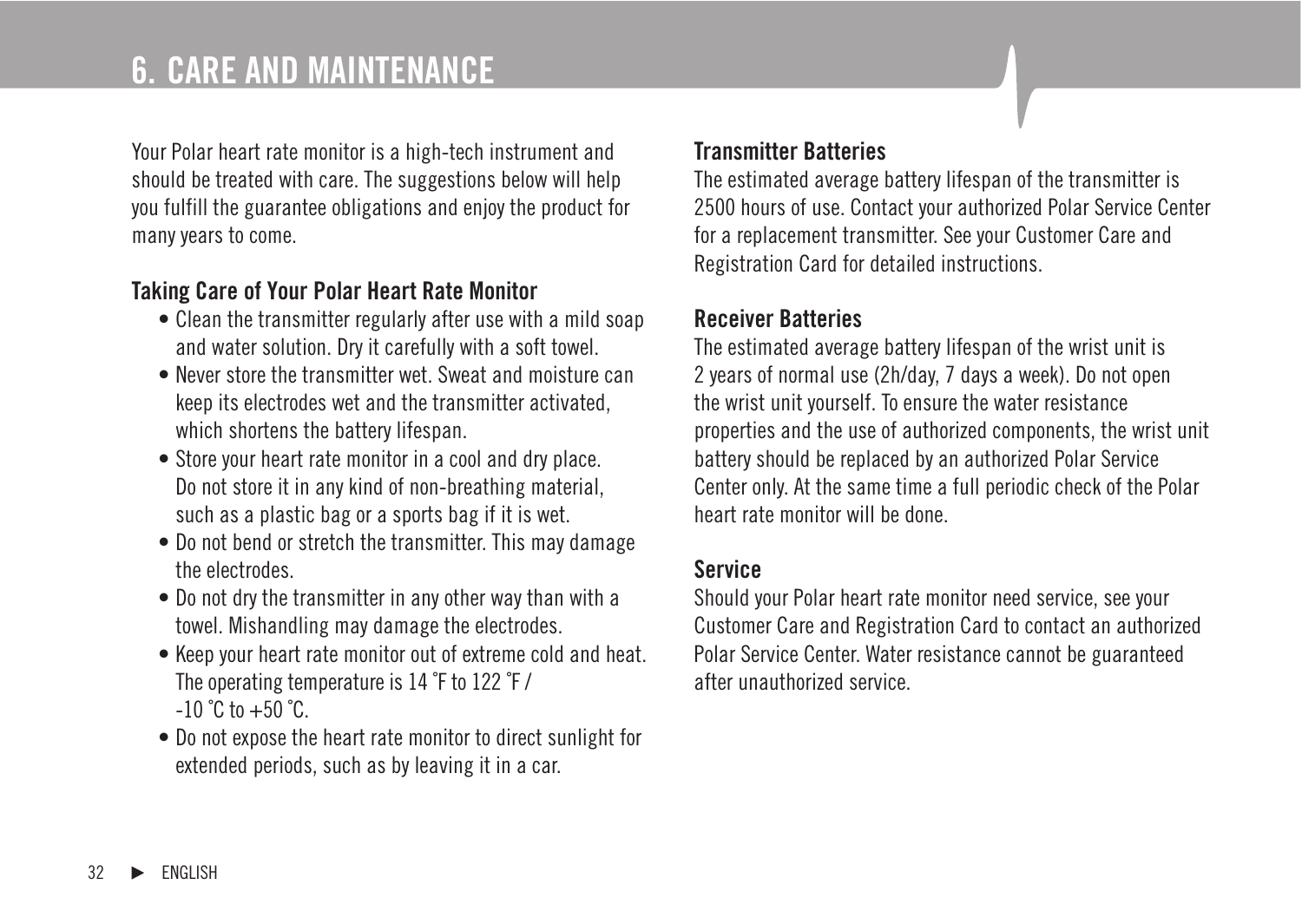# 6. CARE AND MAINTENANCE

Your Polar heart rate monitor is a high-tech instrument and should be treated with care. The suggestions below will help you fulfill the guarantee obligations and enjoy the product for many years to come.

## Taking Care of Your Polar Heart Rate Monitor

- Clean the transmitter regularly after use with a mild soap and water solution. Dry it carefully with a soft towel.
- Never store the transmitter wet. Sweat and moisture can keep its electrodes wet and the transmitter activated, which shortens the battery lifespan.
- Store your heart rate monitor in a cool and dry place. Do not store it in any kind of non-breathing material, such as a plastic bag or a sports bag if it is wet.
- Do not bend or stretch the transmitter. This may damage the electrodes.
- Do not dry the transmitter in any other way than with a towel. Mishandling may damage the electrodes.
- Keep your heart rate monitor out of extreme cold and heat. The operating temperature is 14 °F to 122 °F / -10 °C to +50 °C.
- Do not expose the heart rate monitor to direct sunlight for extended periods, such as by leaving it in a car.

## Transmitter Batteries

The estimated average battery lifespan of the transmitter is 2500 hours of use. Contact your authorized Polar Service Center for a replacement transmitter. See your Customer Care and Registration Card for detailed instructions.

## Receiver Batteries

The estimated average battery lifespan of the wrist unit is 2 years of normal use (2h/day, 7 days a week). Do not open the wrist unit yourself. To ensure the water resistance properties and the use of authorized components, the wrist unit battery should be replaced by an authorized Polar Service Center only. At the same time a full periodic check of the Polar heart rate monitor will be done.

## Service

Should your Polar heart rate monitor need service, see your Customer Care and Registration Card to contact an authorized Polar Service Center. Water resistance cannot be guaranteed after unauthorized service.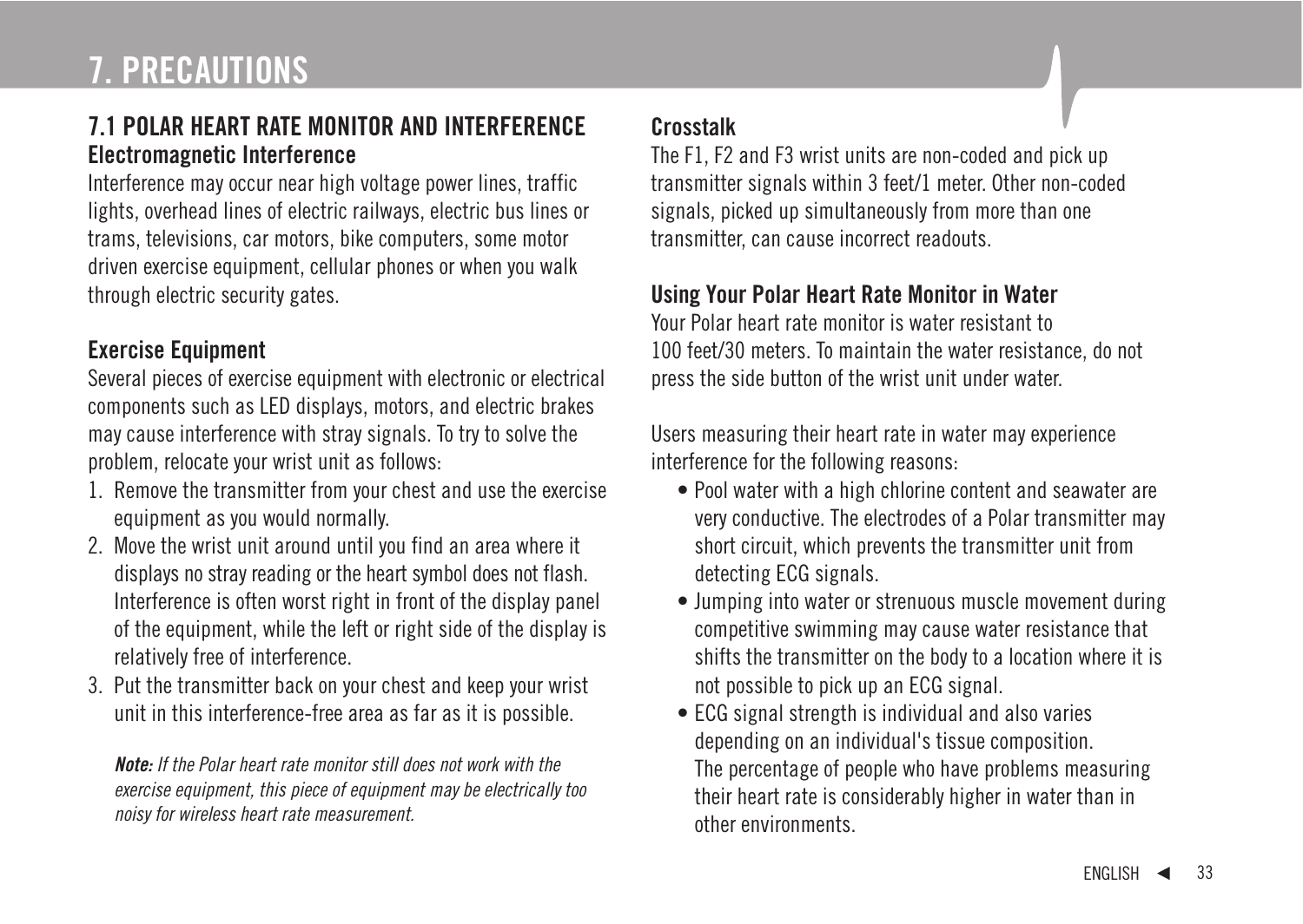# 7. PRECAUTIONS

## 7.1 POLAR HEART RATE MONITOR AND INTERFERENCE

### Electromagnetic Interference

Interference may occur near high voltage power lines, traffic lights, overhead lines of electric railways, electric bus lines or trams, televisions, car motors, bike computers, some motor driven exercise equipment, cellular phones or when you walk through electric security gates.

### Exercise Equipment

Several pieces of exercise equipment with electronic or electrical components such as LED displays, motors, and electric brakes may cause interference with stray signals. To try to solve the problem, relocate your wrist unit as follows:

1. Remove the transmitter from your chest and use the exercise equipment as you would normally.
2. Move the wrist unit around until you find an area where it displays no stray reading or the heart symbol does not flash. Interference is often worst right in front of the display panel of the equipment, while the left or right side of the display is relatively free of interference.
3. Put the transmitter back on your chest and keep your wrist unit in this interference-free area as far as it is possible.

***Note:*** *If the Polar heart rate monitor still does not work with the exercise equipment, this piece of equipment may be electrically too noisy for wireless heart rate measurement.*

### Crosstalk

The F1, F2 and F3 wrist units are non-coded and pick up transmitter signals within 3 feet/1 meter. Other non-coded signals, picked up simultaneously from more than one transmitter, can cause incorrect readouts.

### Using Your Polar Heart Rate Monitor in Water

Your Polar heart rate monitor is water resistant to 100 feet/30 meters. To maintain the water resistance, do not press the side button of the wrist unit under water.

Users measuring their heart rate in water may experience interference for the following reasons:

- Pool water with a high chlorine content and seawater are very conductive. The electrodes of a Polar transmitter may short circuit, which prevents the transmitter unit from detecting ECG signals.
- Jumping into water or strenuous muscle movement during competitive swimming may cause water resistance that shifts the transmitter on the body to a location where it is not possible to pick up an ECG signal.
- ECG signal strength is individual and also varies depending on an individual's tissue composition. The percentage of people who have problems measuring their heart rate is considerably higher in water than in other environments.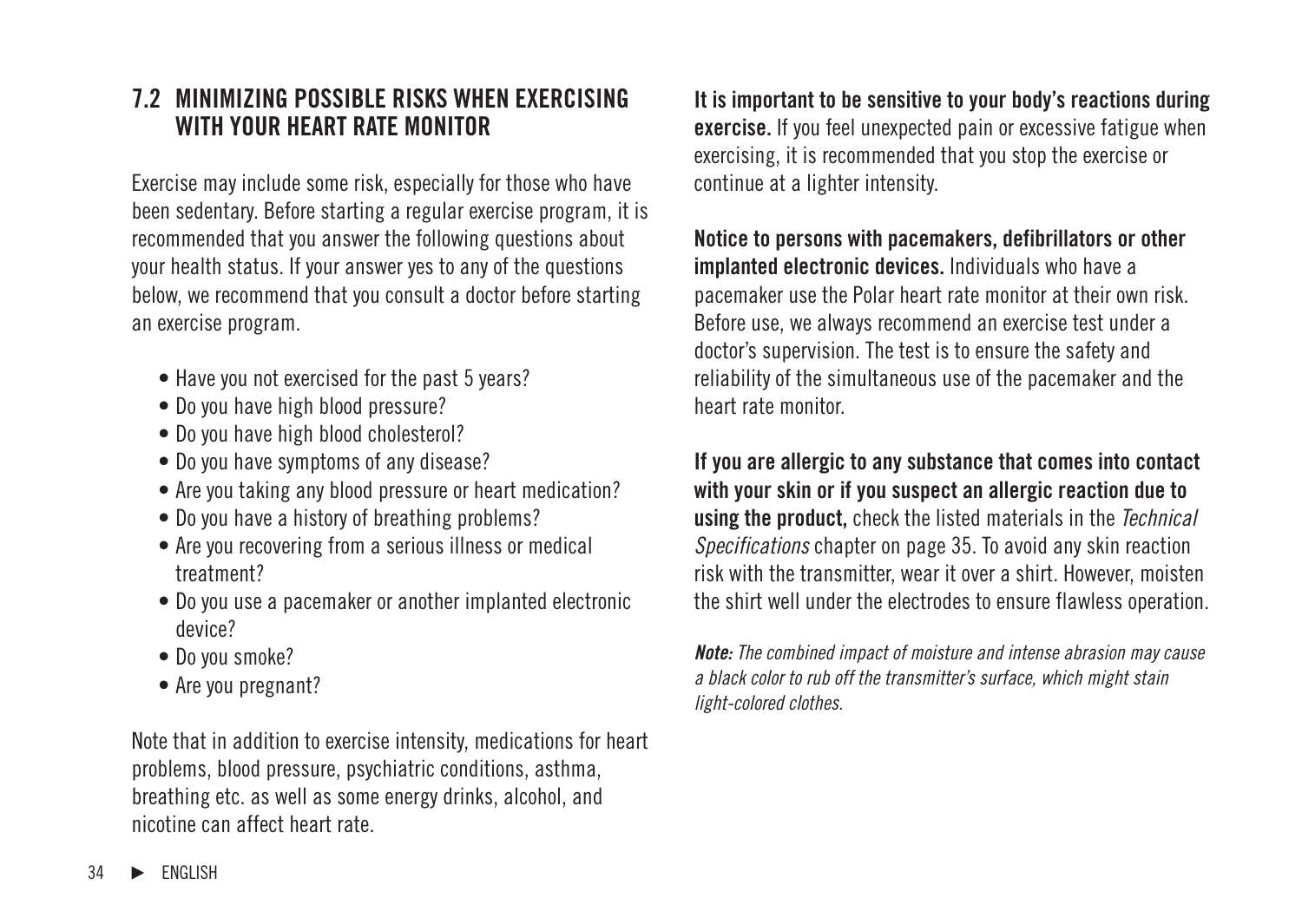## 7.2 MINIMIZING POSSIBLE RISKS WHEN EXERCISING WITH YOUR HEART RATE MONITOR

Exercise may include some risk, especially for those who have been sedentary. Before starting a regular exercise program, it is recommended that you answer the following questions about your health status. If your answer yes to any of the questions below, we recommend that you consult a doctor before starting an exercise program.

- Have you not exercised for the past 5 years?
- Do you have high blood pressure?
- Do you have high blood cholesterol?
- Do you have symptoms of any disease?
- Are you taking any blood pressure or heart medication?
- Do you have a history of breathing problems?
- Are you recovering from a serious illness or medical treatment?
- Do you use a pacemaker or another implanted electronic device?
- Do you smoke?
- Are you pregnant?

Note that in addition to exercise intensity, medications for heart problems, blood pressure, psychiatric conditions, asthma, breathing etc. as well as some energy drinks, alcohol, and nicotine can affect heart rate.

**It is important to be sensitive to your body's reactions during exercise.** If you feel unexpected pain or excessive fatigue when exercising, it is recommended that you stop the exercise or continue at a lighter intensity.

**Notice to persons with pacemakers, defibrillators or other implanted electronic devices.** Individuals who have a pacemaker use the Polar heart rate monitor at their own risk. Before use, we always recommend an exercise test under a doctor's supervision. The test is to ensure the safety and reliability of the simultaneous use of the pacemaker and the heart rate monitor.

**If you are allergic to any substance that comes into contact with your skin or if you suspect an allergic reaction due to using the product,** check the listed materials in the *Technical Specifications* chapter on page 35. To avoid any skin reaction risk with the transmitter, wear it over a shirt. However, moisten the shirt well under the electrodes to ensure flawless operation.

***Note:*** *The combined impact of moisture and intense abrasion may cause a black color to rub off the transmitter's surface, which might stain light-colored clothes.*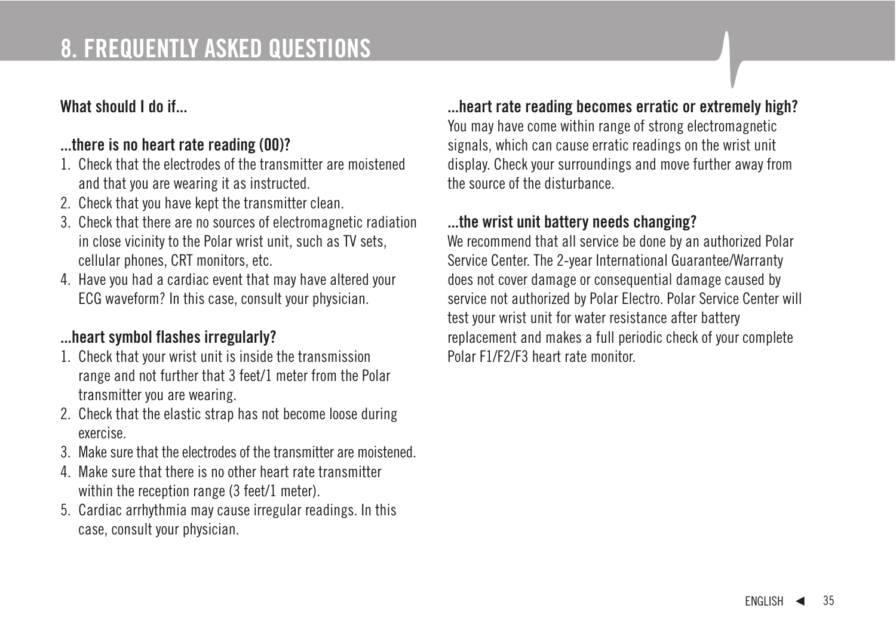# 8. FREQUENTLY ASKED QUESTIONS

**What should I do if...**

### ...there is no heart rate reading (00)?

1. Check that the electrodes of the transmitter are moistened and that you are wearing it as instructed.
2. Check that you have kept the transmitter clean.
3. Check that there are no sources of electromagnetic radiation in close vicinity to the Polar wrist unit, such as TV sets, cellular phones, CRT monitors, etc.
4. Have you had a cardiac event that may have altered your ECG waveform? In this case, consult your physician.

### ...heart symbol flashes irregularly?

1. Check that your wrist unit is inside the transmission range and not further that 3 feet/1 meter from the Polar transmitter you are wearing.
2. Check that the elastic strap has not become loose during exercise.
3. Make sure that the electrodes of the transmitter are moistened.
4. Make sure that there is no other heart rate transmitter within the reception range (3 feet/1 meter).
5. Cardiac arrhythmia may cause irregular readings. In this case, consult your physician.

### ...heart rate reading becomes erratic or extremely high?

You may have come within range of strong electromagnetic signals, which can cause erratic readings on the wrist unit display. Check your surroundings and move further away from the source of the disturbance.

### ...the wrist unit battery needs changing?

We recommend that all service be done by an authorized Polar Service Center. The 2-year International Guarantee/Warranty does not cover damage or consequential damage caused by service not authorized by Polar Electro. Polar Service Center will test your wrist unit for water resistance after battery replacement and makes a full periodic check of your complete Polar F1/F2/F3 heart rate monitor.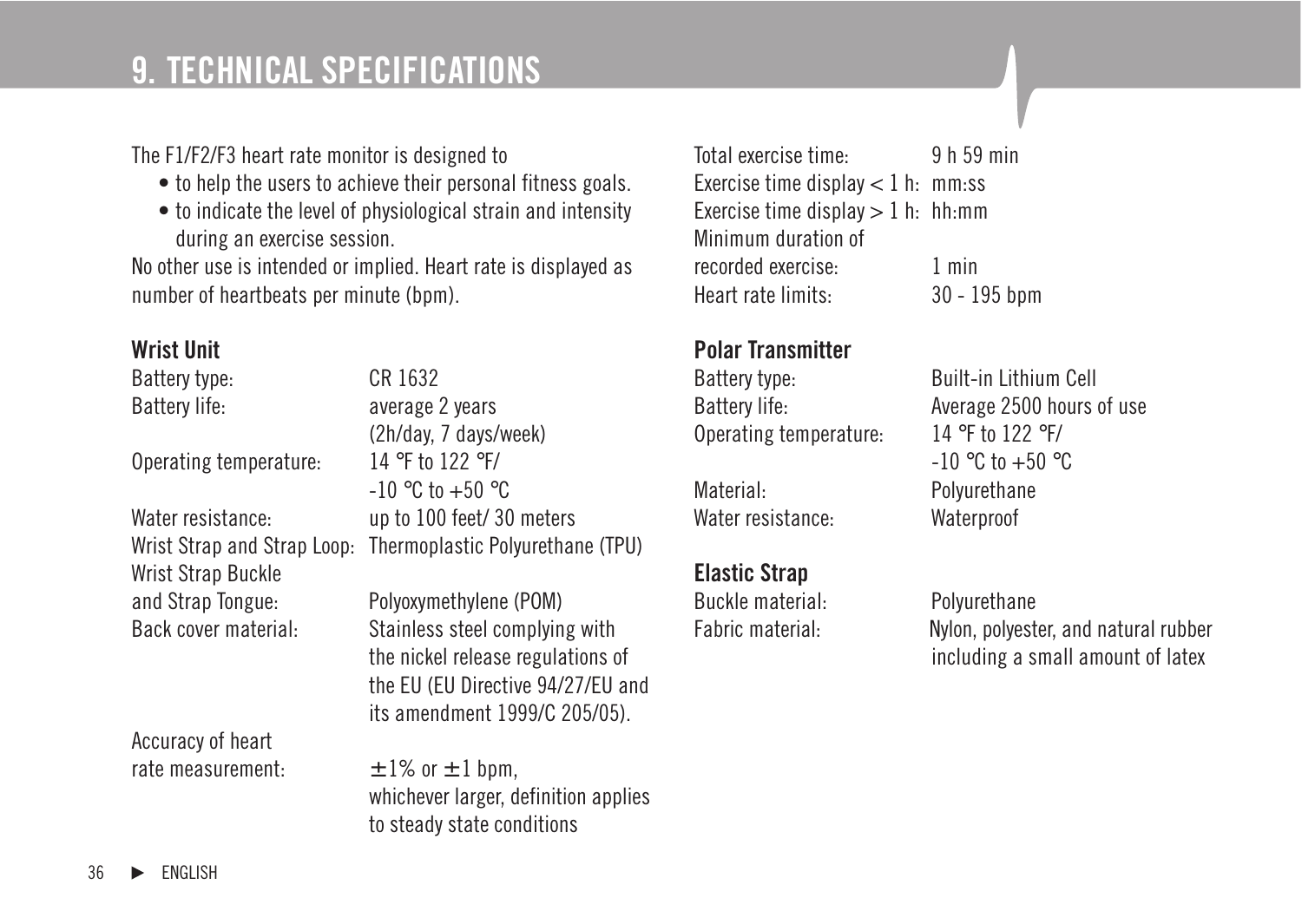# 9. TECHNICAL SPECIFICATIONS

The F1/F2/F3 heart rate monitor is designed to

- to help the users to achieve their personal fitness goals.
- to indicate the level of physiological strain and intensity during an exercise session.

No other use is intended or implied. Heart rate is displayed as number of heartbeats per minute (bpm).

## Wrist Unit

| | |
|---|---|
| Battery type: | CR 1632 |
| Battery life: | average 2 years (2h/day, 7 days/week) |
| Operating temperature: | 14 °F to 122 °F/ -10 °C to +50 °C |
| Water resistance: | up to 100 feet/ 30 meters |
| Wrist Strap and Strap Loop: | Thermoplastic Polyurethane (TPU) |
| Wrist Strap Buckle and Strap Tongue: | Polyoxymethylene (POM) |
| Back cover material: | Stainless steel complying with the nickel release regulations of the EU (EU Directive 94/27/EU and its amendment 1999/C 205/05). |
| Accuracy of heart rate measurement: | ±1% or ±1 bpm, whichever larger, definition applies to steady state conditions |
| Total exercise time: | 9 h 59 min |
| Exercise time display < 1 h: | mm:ss |
| Exercise time display > 1 h: | hh:mm |
| Minimum duration of recorded exercise: | 1 min |
| Heart rate limits: | 30 - 195 bpm |

## Polar Transmitter

| | |
|---|---|
| Battery type: | Built-in Lithium Cell |
| Battery life: | Average 2500 hours of use |
| Operating temperature: | 14 °F to 122 °F/ -10 °C to +50 °C |
| Material: | Polyurethane |
| Water resistance: | Waterproof |

## Elastic Strap

| | |
|---|---|
| Buckle material: | Polyurethane |
| Fabric material: | Nylon, polyester, and natural rubber including a small amount of latex |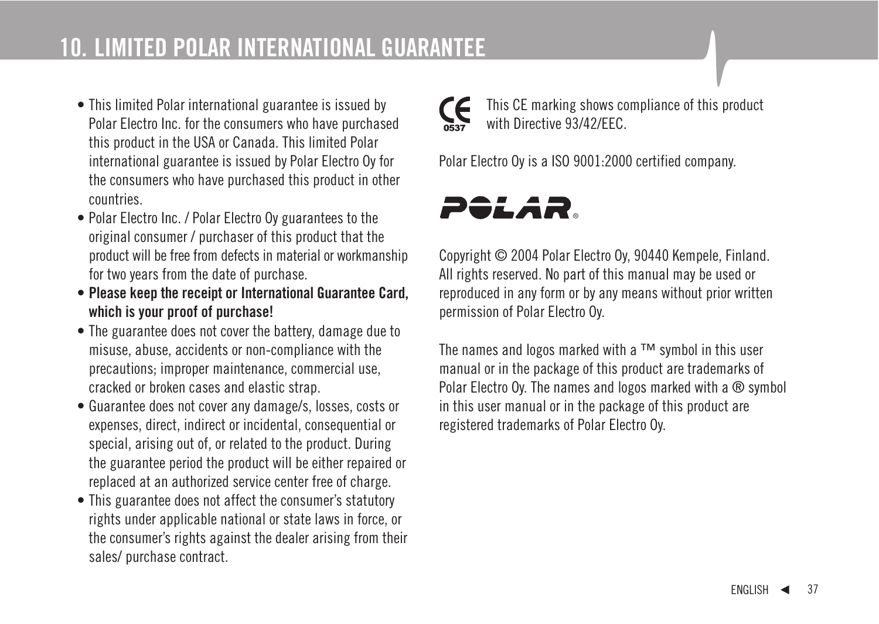# 10. LIMITED POLAR INTERNATIONAL GUARANTEE

- This limited Polar international guarantee is issued by Polar Electro Inc. for the consumers who have purchased this product in the USA or Canada. This limited Polar international guarantee is issued by Polar Electro Oy for the consumers who have purchased this product in other countries.
- Polar Electro Inc. / Polar Electro Oy guarantees to the original consumer / purchaser of this product that the product will be free from defects in material or workmanship for two years from the date of purchase.
- **Please keep the receipt or International Guarantee Card, which is your proof of purchase!**
- The guarantee does not cover the battery, damage due to misuse, abuse, accidents or non-compliance with the precautions; improper maintenance, commercial use, cracked or broken cases and elastic strap.
- Guarantee does not cover any damage/s, losses, costs or expenses, direct, indirect or incidental, consequential or special, arising out of, or related to the product. During the guarantee period the product will be either repaired or replaced at an authorized service center free of charge.
- This guarantee does not affect the consumer's statutory rights under applicable national or state laws in force, or the consumer's rights against the dealer arising from their sales/ purchase contract.

CE 0537 This CE marking shows compliance of this product with Directive 93/42/EEC.

Polar Electro Oy is a ISO 9001:2000 certified company.

POLAR®

Copyright © 2004 Polar Electro Oy, 90440 Kempele, Finland. All rights reserved. No part of this manual may be used or reproduced in any form or by any means without prior written permission of Polar Electro Oy.

The names and logos marked with a ™ symbol in this user manual or in the package of this product are trademarks of Polar Electro Oy. The names and logos marked with a ® symbol in this user manual or in the package of this product are registered trademarks of Polar Electro Oy.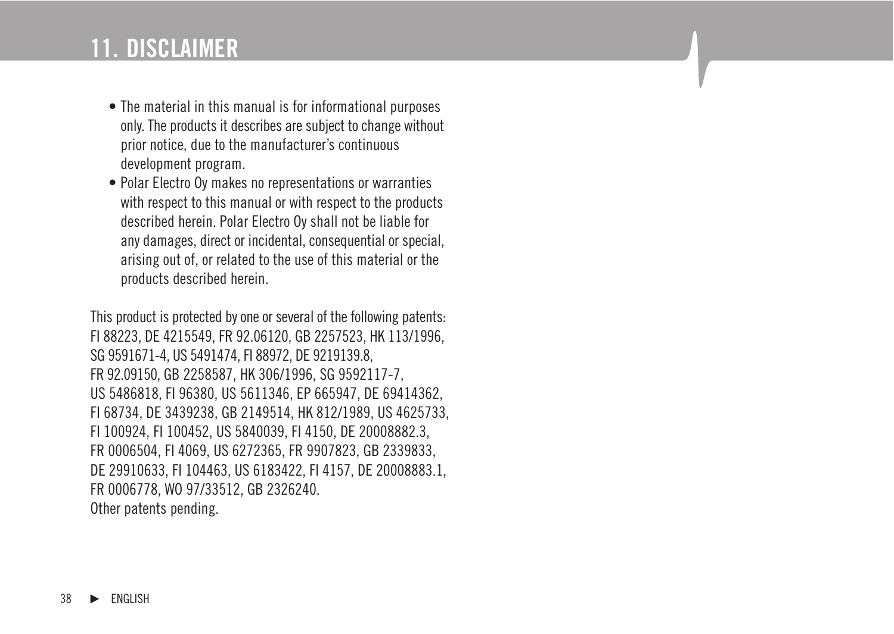# 11. DISCLAIMER

- The material in this manual is for informational purposes only. The products it describes are subject to change without prior notice, due to the manufacturer's continuous development program.
- Polar Electro Oy makes no representations or warranties with respect to this manual or with respect to the products described herein. Polar Electro Oy shall not be liable for any damages, direct or incidental, consequential or special, arising out of, or related to the use of this material or the products described herein.

This product is protected by one or several of the following patents: FI 88223, DE 4215549, FR 92.06120, GB 2257523, HK 113/1996, SG 9591671-4, US 5491474, FI 88972, DE 9219139.8, FR 92.09150, GB 2258587, HK 306/1996, SG 9592117-7, US 5486818, FI 96380, US 5611346, EP 665947, DE 69414362, FI 68734, DE 3439238, GB 2149514, HK 812/1989, US 4625733, FI 100924, FI 100452, US 5840039, FI 4150, DE 20008882.3, FR 0006504, FI 4069, US 6272365, FR 9907823, GB 2339833, DE 29910633, FI 104463, US 6183422, FI 4157, DE 20008883.1, FR 0006778, WO 97/33512, GB 2326240.
Other patents pending.